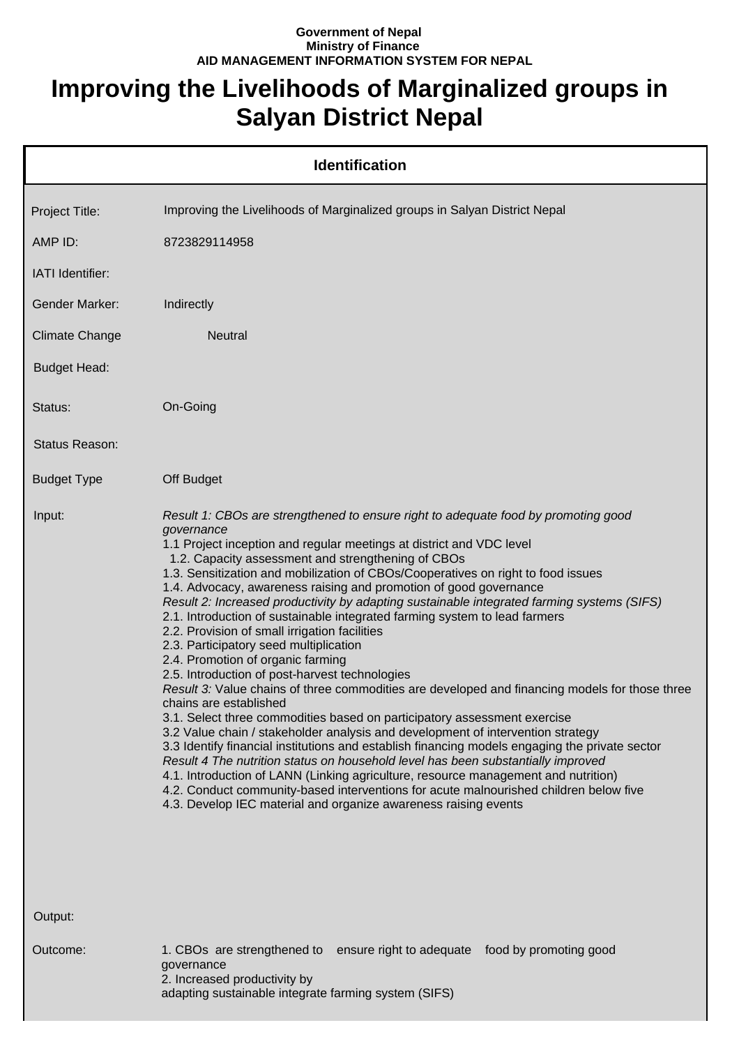**Government of Nepal**
**Ministry of Finance**
**AID MANAGEMENT INFORMATION SYSTEM FOR NEPAL**

# Improving the Livelihoods of Marginalized groups in Salyan District Nepal

## Identification

| | |
|---|---|
| Project Title: | Improving the Livelihoods of Marginalized groups in Salyan District Nepal |
| AMP ID: | 8723829114958 |
| IATI Identifier: | |
| Gender Marker: | Indirectly |
| Climate Change | Neutral |
| Budget Head: | |
| Status: | On-Going |
| Status Reason: | |
| Budget Type | Off Budget |

**Input:**

*Result 1: CBOs are strengthened to ensure right to adequate food by promoting good governance*
1.1 Project inception and regular meetings at district and VDC level
1.2. Capacity assessment and strengthening of CBOs
1.3. Sensitization and mobilization of CBOs/Cooperatives on right to food issues
1.4. Advocacy, awareness raising and promotion of good governance
*Result 2: Increased productivity by adapting sustainable integrated farming systems (SIFS)*
2.1. Introduction of sustainable integrated farming system to lead farmers
2.2. Provision of small irrigation facilities
2.3. Participatory seed multiplication
2.4. Promotion of organic farming
2.5. Introduction of post-harvest technologies
*Result 3:* Value chains of three commodities are developed and financing models for those three chains are established
3.1. Select three commodities based on participatory assessment exercise
3.2 Value chain / stakeholder analysis and development of intervention strategy
3.3 Identify financial institutions and establish financing models engaging the private sector
*Result 4 The nutrition status on household level has been substantially improved*
4.1. Introduction of LANN (Linking agriculture, resource management and nutrition)
4.2. Conduct community-based interventions for acute malnourished children below five
4.3. Develop IEC material and organize awareness raising events

**Output:**

**Outcome:**

1. CBOs are strengthened to ensure right to adequate food by promoting good governance
2. Increased productivity by adapting sustainable integrate farming system (SIFS)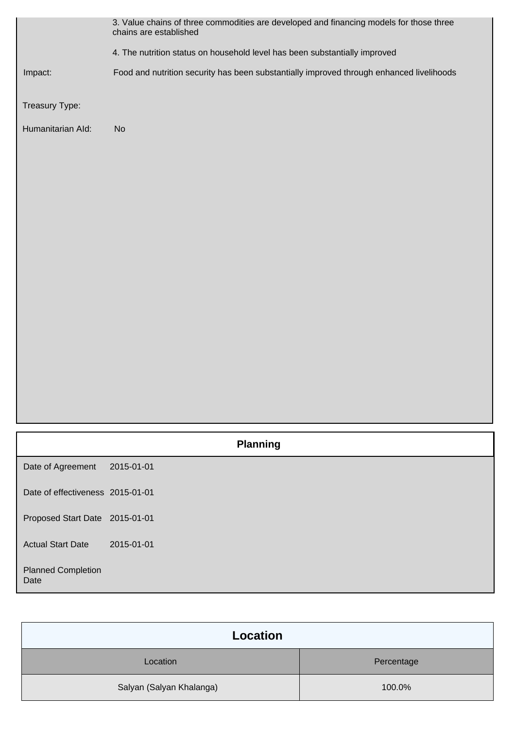| | |
|---|---|
| | 3. Value chains of three commodities are developed and financing models for those three chains are established |
| | 4. The nutrition status on household level has been substantially improved |
| Impact: | Food and nutrition security has been substantially improved through enhanced livelihoods |
| Treasury Type: | |
| Humanitarian AId: | No |

## Planning

| | |
|---|---|
| Date of Agreement | 2015-01-01 |
| Date of effectiveness | 2015-01-01 |
| Proposed Start Date | 2015-01-01 |
| Actual Start Date | 2015-01-01 |
| Planned Completion Date | |

## Location

| Location | Percentage |
|---|---|
| Salyan (Salyan Khalanga) | 100.0% |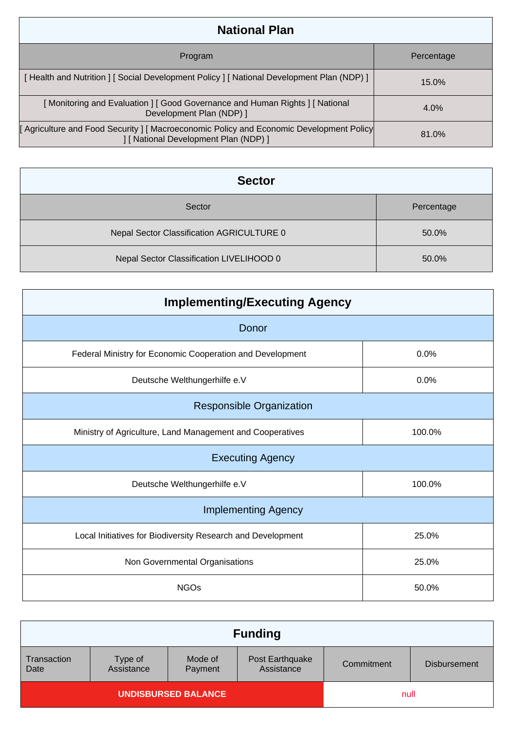## National Plan

| Program | Percentage |
|---|---|
| [ Health and Nutrition ] [ Social Development Policy ] [ National Development Plan (NDP) ] | 15.0% |
| [ Monitoring and Evaluation ] [ Good Governance and Human Rights ] [ National Development Plan (NDP) ] | 4.0% |
| [ Agriculture and Food Security ] [ Macroeconomic Policy and Economic Development Policy ] [ National Development Plan (NDP) ] | 81.0% |

## Sector

| Sector | Percentage |
|---|---|
| Nepal Sector Classification AGRICULTURE 0 | 50.0% |
| Nepal Sector Classification LIVELIHOOD 0 | 50.0% |

## Implementing/Executing Agency

| Donor | |
|---|---|
| Federal Ministry for Economic Cooperation and Development | 0.0% |
| Deutsche Welthungerhilfe e.V | 0.0% |
| **Responsible Organization** | |
| Ministry of Agriculture, Land Management and Cooperatives | 100.0% |
| **Executing Agency** | |
| Deutsche Welthungerhilfe e.V | 100.0% |
| **Implementing Agency** | |
| Local Initiatives for Biodiversity Research and Development | 25.0% |
| Non Governmental Organisations | 25.0% |
| NGOs | 50.0% |

## Funding

| Transaction Date | Type of Assistance | Mode of Payment | Post Earthquake Assistance | Commitment | Disbursement |
|---|---|---|---|---|---|
| **UNDISBURSED BALANCE** | | | | null | |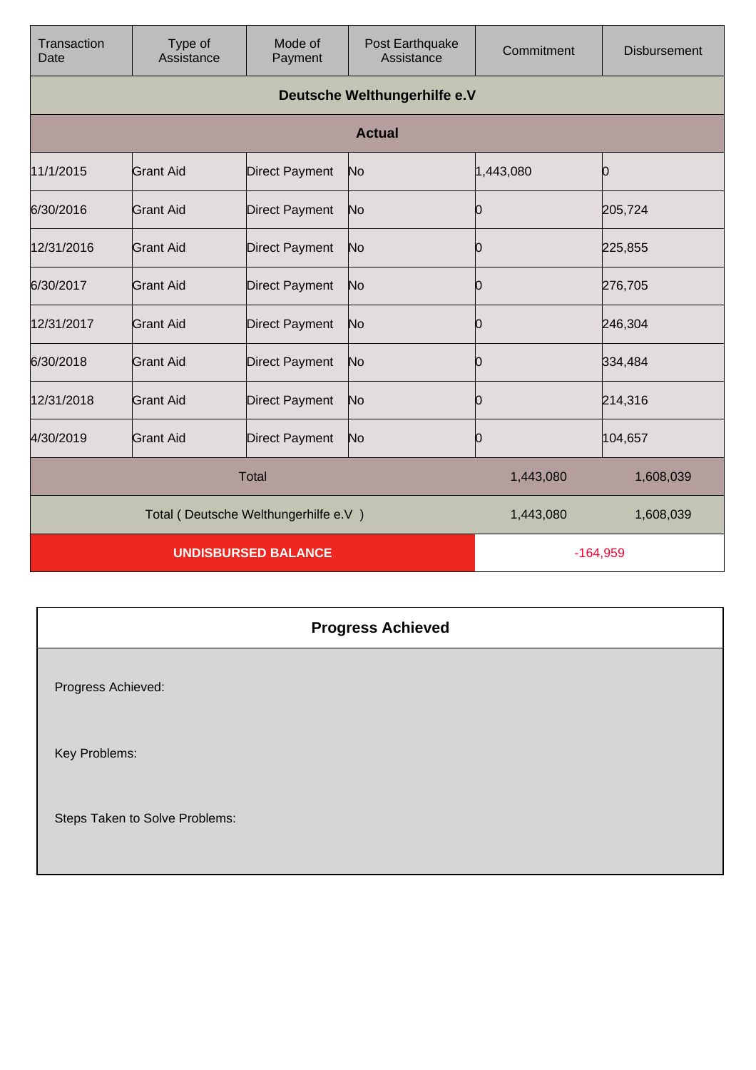| Transaction Date | Type of Assistance | Mode of Payment | Post Earthquake Assistance | Commitment | Disbursement |
|---|---|---|---|---|---|
| **Deutsche Welthungerhilfe e.V** | | | | | |
| **Actual** | | | | | |
| 11/1/2015 | Grant Aid | Direct Payment | No | 1,443,080 | 0 |
| 6/30/2016 | Grant Aid | Direct Payment | No | 0 | 205,724 |
| 12/31/2016 | Grant Aid | Direct Payment | No | 0 | 225,855 |
| 6/30/2017 | Grant Aid | Direct Payment | No | 0 | 276,705 |
| 12/31/2017 | Grant Aid | Direct Payment | No | 0 | 246,304 |
| 6/30/2018 | Grant Aid | Direct Payment | No | 0 | 334,484 |
| 12/31/2018 | Grant Aid | Direct Payment | No | 0 | 214,316 |
| 4/30/2019 | Grant Aid | Direct Payment | No | 0 | 104,657 |
| Total | | | | 1,443,080 | 1,608,039 |
| Total ( Deutsche Welthungerhilfe e.V ) | | | | 1,443,080 | 1,608,039 |
| **UNDISBURSED BALANCE** | | | | -164,959 | |

## Progress Achieved

Progress Achieved:

Key Problems:

Steps Taken to Solve Problems: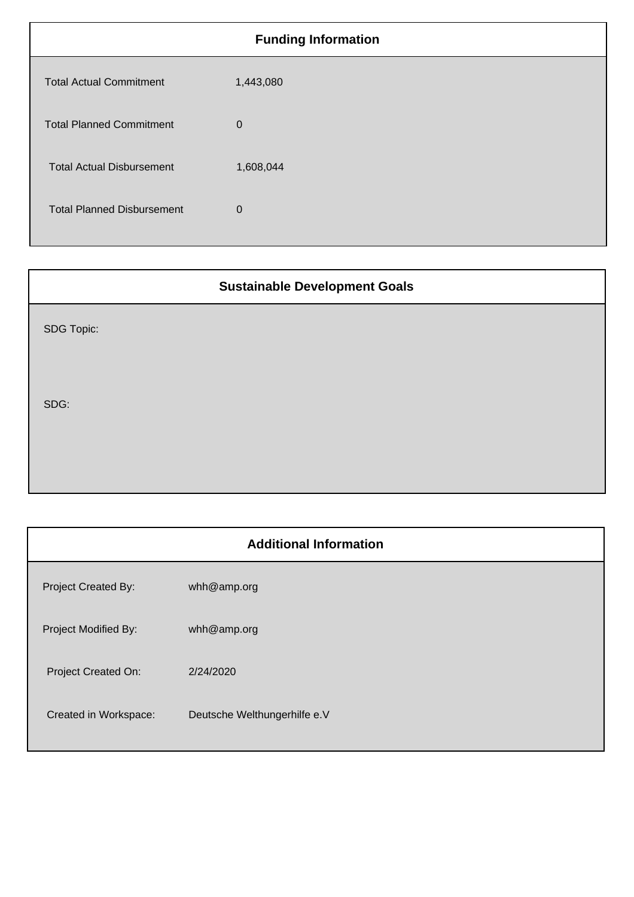## Funding Information

| | |
|---|---|
| Total Actual Commitment | 1,443,080 |
| Total Planned Commitment | 0 |
| Total Actual Disbursement | 1,608,044 |
| Total Planned Disbursement | 0 |

## Sustainable Development Goals

SDG Topic:

SDG:

## Additional Information

| | |
|---|---|
| Project Created By: | whh@amp.org |
| Project Modified By: | whh@amp.org |
| Project Created On: | 2/24/2020 |
| Created in Workspace: | Deutsche Welthungerhilfe e.V |